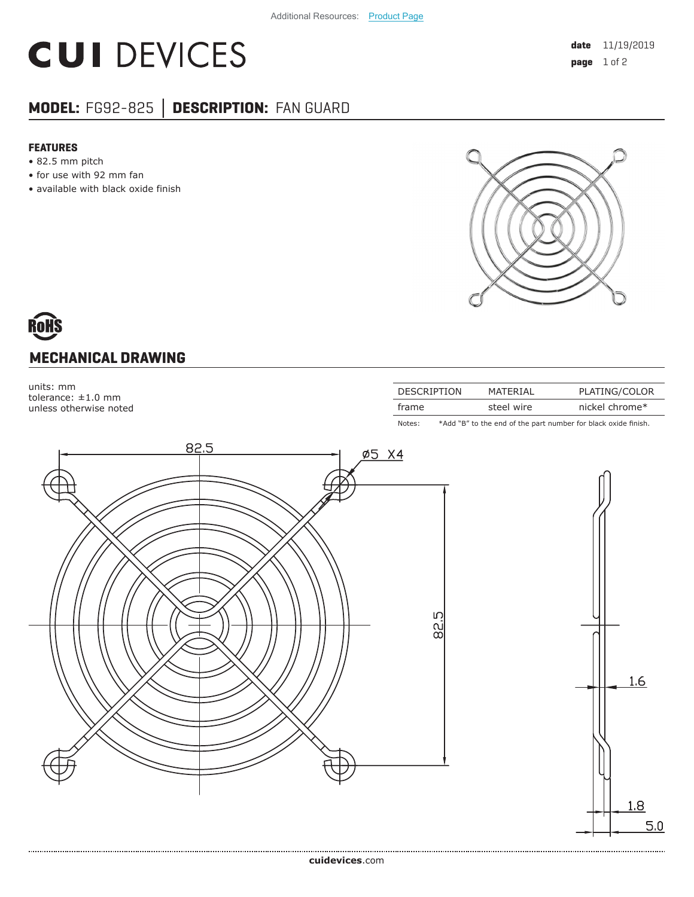Additional Resources: Product Page

# CUI DEVICES

date 11/19/2019

## MODEL: FG92-825 │ DESCRIPTION: FAN GUARD

### FEATURES

- 82.5 mm pitch
- for use with 92 mm fan
- available with black oxide finish

RoHS

## MECHANICAL DRAWING

units: mm
tolerance: ±1.0 mm
unless otherwise noted

| DESCRIPTION | MATERIAL | PLATING/COLOR |
|---|---|---|
| frame | steel wire | nickel chrome* |

Notes: *Add "B" to the end of the part number for black oxide finish.

82.5

ø5 X4

82.5

1.6

1.8

5.0

**cuidevices**.com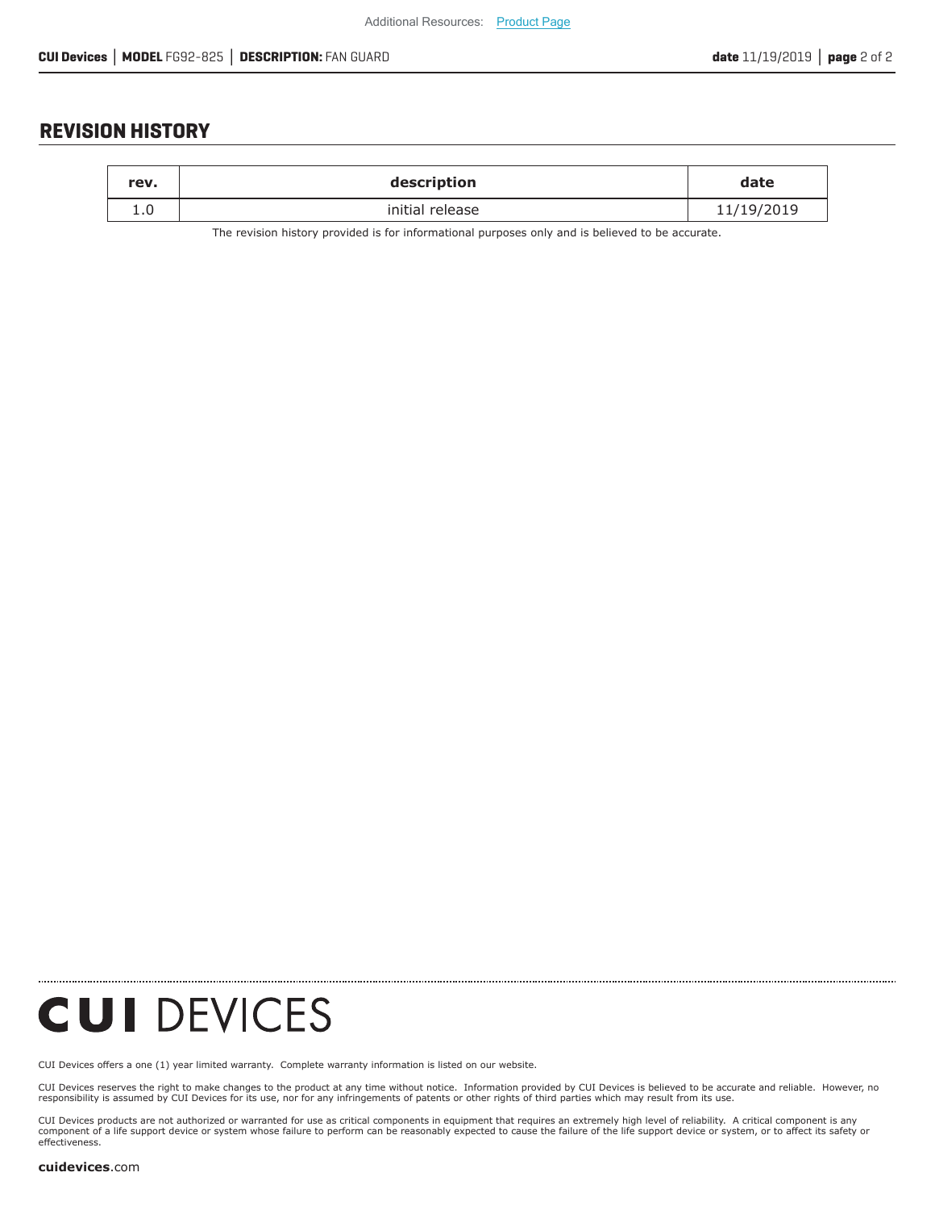## REVISION HISTORY

| rev. | description | date |
| --- | --- | --- |
| 1.0 | initial release | 11/19/2019 |

The revision history provided is for informational purposes only and is believed to be accurate.

**CUI DEVICES**

CUI Devices offers a one (1) year limited warranty. Complete warranty information is listed on our website.

CUI Devices reserves the right to make changes to the product at any time without notice. Information provided by CUI Devices is believed to be accurate and reliable. However, no responsibility is assumed by CUI Devices for its use, nor for any infringements of patents or other rights of third parties which may result from its use.

CUI Devices products are not authorized or warranted for use as critical components in equipment that requires an extremely high level of reliability. A critical component is any component of a life support device or system whose failure to perform can be reasonably expected to cause the failure of the life support device or system, or to affect its safety or effectiveness.

**cuidevices**.com